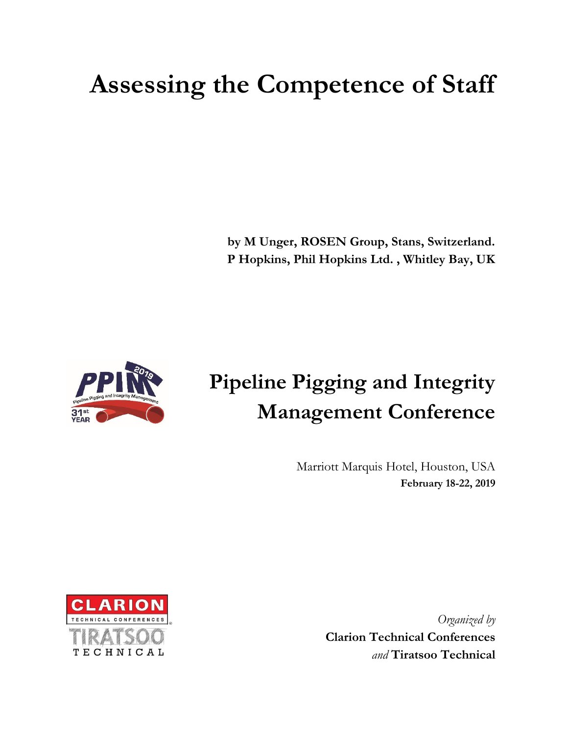# Assessing the Competence of Staff

**by M Unger, ROSEN Group, Stans, Switzerland.**
**P Hopkins, Phil Hopkins Ltd. , Whitley Bay, UK**

# Pipeline Pigging and Integrity Management Conference

Marriott Marquis Hotel, Houston, USA
**February 18-22, 2019**

*Organized by*
**Clarion Technical Conferences**
*and* **Tiratsoo Technical**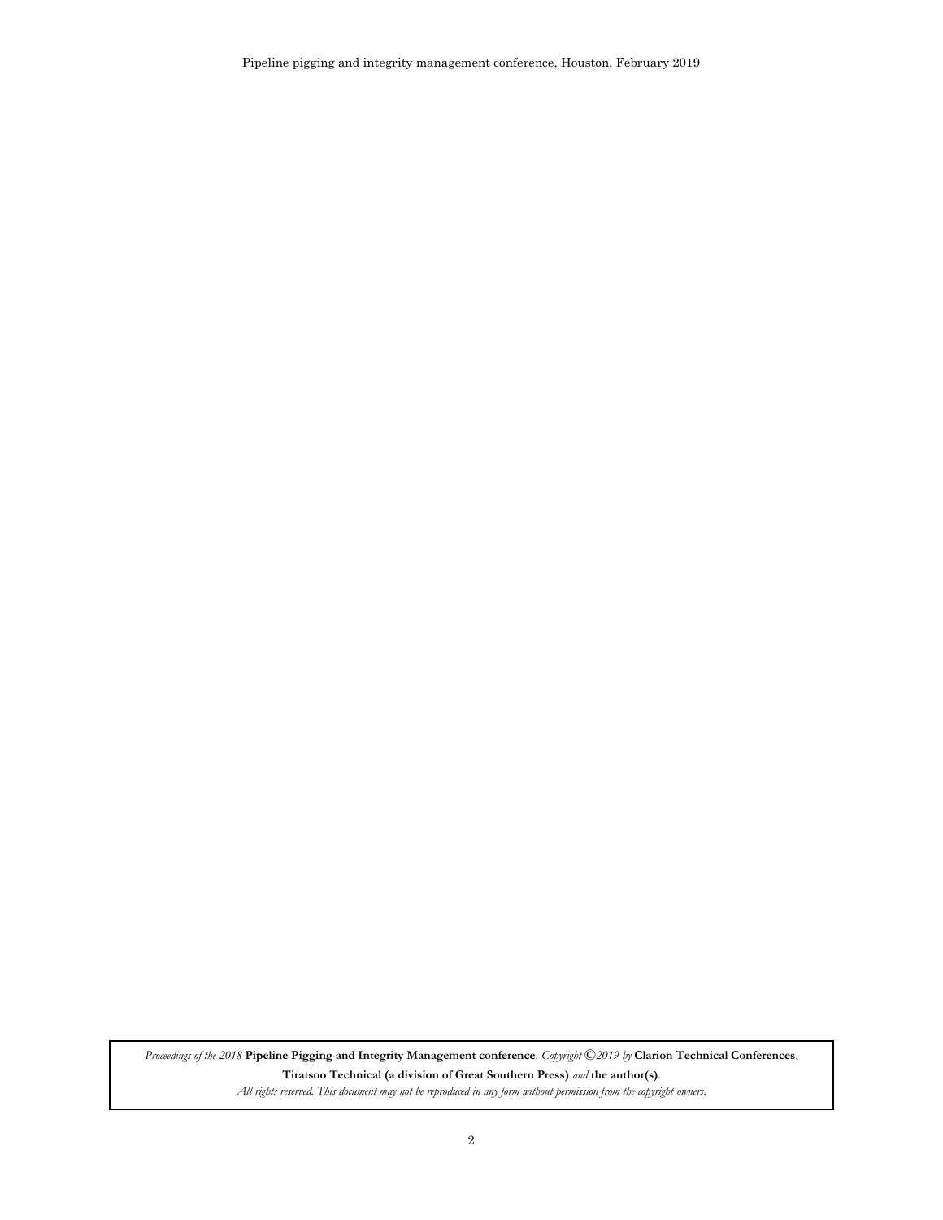*Proceedings of the 2018* **Pipeline Pigging and Integrity Management conference**. *Copyright ©2019 by* **Clarion Technical Conferences**, **Tiratsoo Technical (a division of Great Southern Press)** *and* **the author(s)**.

*All rights reserved. This document may not be reproduced in any form without permission from the copyright owners.*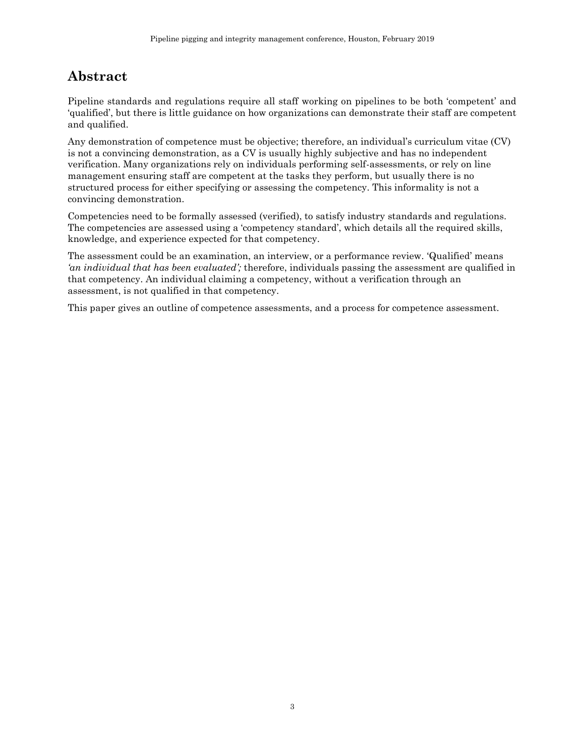# Abstract

Pipeline standards and regulations require all staff working on pipelines to be both 'competent' and 'qualified', but there is little guidance on how organizations can demonstrate their staff are competent and qualified.

Any demonstration of competence must be objective; therefore, an individual's curriculum vitae (CV) is not a convincing demonstration, as a CV is usually highly subjective and has no independent verification. Many organizations rely on individuals performing self-assessments, or rely on line management ensuring staff are competent at the tasks they perform, but usually there is no structured process for either specifying or assessing the competency. This informality is not a convincing demonstration.

Competencies need to be formally assessed (verified), to satisfy industry standards and regulations. The competencies are assessed using a 'competency standard', which details all the required skills, knowledge, and experience expected for that competency.

The assessment could be an examination, an interview, or a performance review. 'Qualified' means *'an individual that has been evaluated';* therefore, individuals passing the assessment are qualified in that competency. An individual claiming a competency, without a verification through an assessment, is not qualified in that competency.

This paper gives an outline of competence assessments, and a process for competence assessment.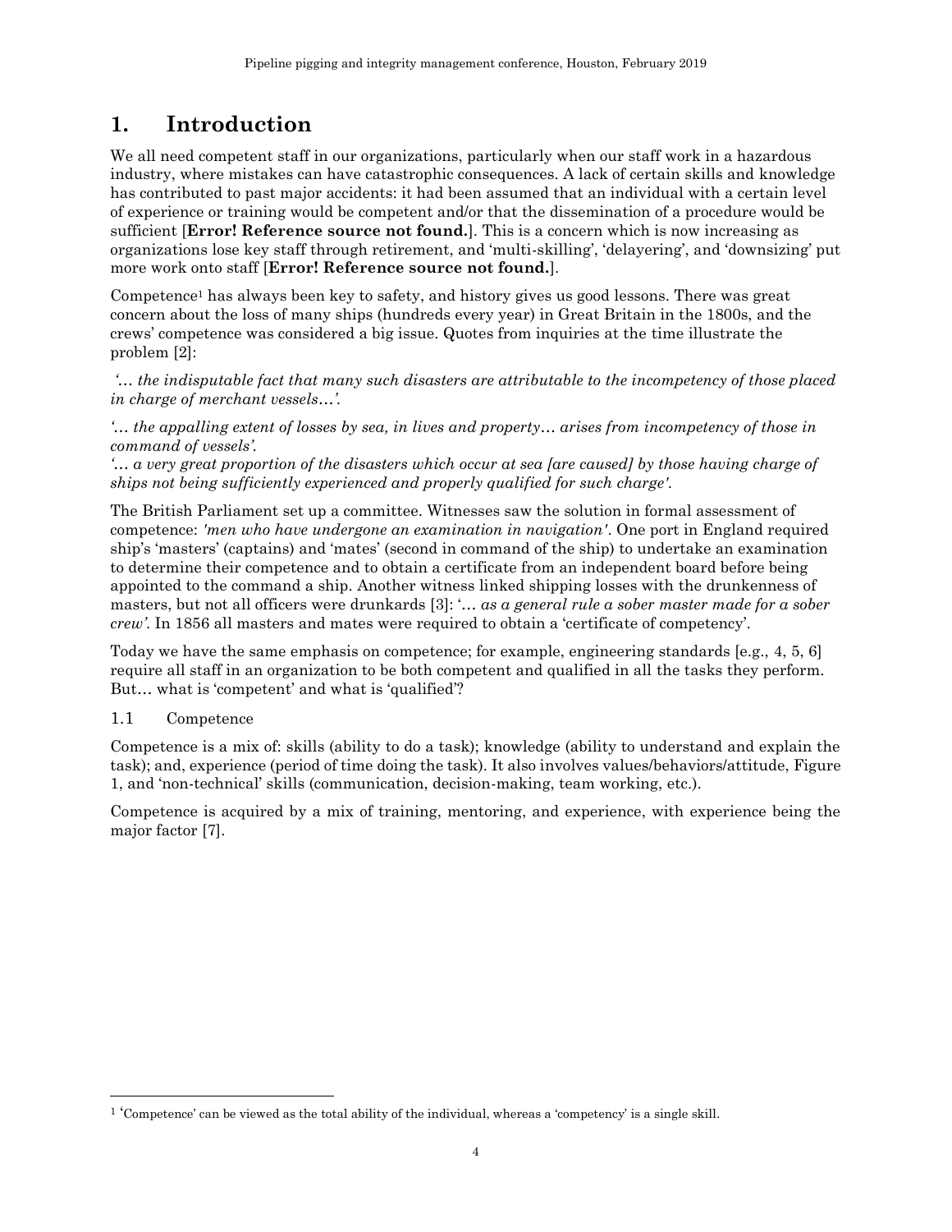# 1. Introduction

We all need competent staff in our organizations, particularly when our staff work in a hazardous industry, where mistakes can have catastrophic consequences. A lack of certain skills and knowledge has contributed to past major accidents: it had been assumed that an individual with a certain level of experience or training would be competent and/or that the dissemination of a procedure would be sufficient [**Error! Reference source not found.**]. This is a concern which is now increasing as organizations lose key staff through retirement, and 'multi-skilling', 'delayering', and 'downsizing' put more work onto staff [**Error! Reference source not found.**].

Competence[1] has always been key to safety, and history gives us good lessons. There was great concern about the loss of many ships (hundreds every year) in Great Britain in the 1800s, and the crews' competence was considered a big issue. Quotes from inquiries at the time illustrate the problem [2]:

*'… the indisputable fact that many such disasters are attributable to the incompetency of those placed in charge of merchant vessels…'.*

*'… the appalling extent of losses by sea, in lives and property… arises from incompetency of those in command of vessels'.*

*'… a very great proportion of the disasters which occur at sea [are caused] by those having charge of ships not being sufficiently experienced and properly qualified for such charge'.*

The British Parliament set up a committee. Witnesses saw the solution in formal assessment of competence: *'men who have undergone an examination in navigation'*. One port in England required ship's 'masters' (captains) and 'mates' (second in command of the ship) to undertake an examination to determine their competence and to obtain a certificate from an independent board before being appointed to the command a ship. Another witness linked shipping losses with the drunkenness of masters, but not all officers were drunkards [3]: '… *as a general rule a sober master made for a sober crew'*. In 1856 all masters and mates were required to obtain a 'certificate of competency'.

Today we have the same emphasis on competence; for example, engineering standards [e.g., 4, 5, 6] require all staff in an organization to be both competent and qualified in all the tasks they perform. But… what is 'competent' and what is 'qualified'?

## 1.1 Competence

Competence is a mix of: skills (ability to do a task); knowledge (ability to understand and explain the task); and, experience (period of time doing the task). It also involves values/behaviors/attitude, Figure 1, and 'non-technical' skills (communication, decision-making, team working, etc.).

Competence is acquired by a mix of training, mentoring, and experience, with experience being the major factor [7].

---

[1] 'Competence' can be viewed as the total ability of the individual, whereas a 'competency' is a single skill.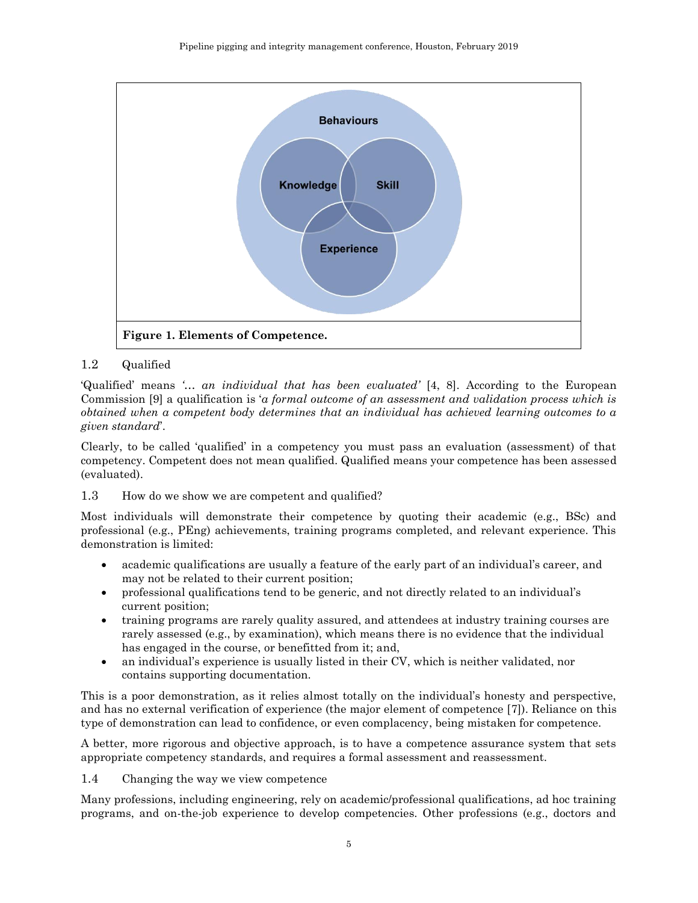**Figure 1. Elements of Competence.**

### 1.2 Qualified

'Qualified' means *'... an individual that has been evaluated'* [4, 8]. According to the European Commission [9] a qualification is '*a formal outcome of an assessment and validation process which is obtained when a competent body determines that an individual has achieved learning outcomes to a given standard*'.

Clearly, to be called 'qualified' in a competency you must pass an evaluation (assessment) of that competency. Competent does not mean qualified. Qualified means your competence has been assessed (evaluated).

### 1.3 How do we show we are competent and qualified?

Most individuals will demonstrate their competence by quoting their academic (e.g., BSc) and professional (e.g., PEng) achievements, training programs completed, and relevant experience. This demonstration is limited:

- academic qualifications are usually a feature of the early part of an individual's career, and may not be related to their current position;
- professional qualifications tend to be generic, and not directly related to an individual's current position;
- training programs are rarely quality assured, and attendees at industry training courses are rarely assessed (e.g., by examination), which means there is no evidence that the individual has engaged in the course, or benefitted from it; and,
- an individual's experience is usually listed in their CV, which is neither validated, nor contains supporting documentation.

This is a poor demonstration, as it relies almost totally on the individual's honesty and perspective, and has no external verification of experience (the major element of competence [7]). Reliance on this type of demonstration can lead to confidence, or even complacency, being mistaken for competence.

A better, more rigorous and objective approach, is to have a competence assurance system that sets appropriate competency standards, and requires a formal assessment and reassessment.

### 1.4 Changing the way we view competence

Many professions, including engineering, rely on academic/professional qualifications, ad hoc training programs, and on-the-job experience to develop competencies. Other professions (e.g., doctors and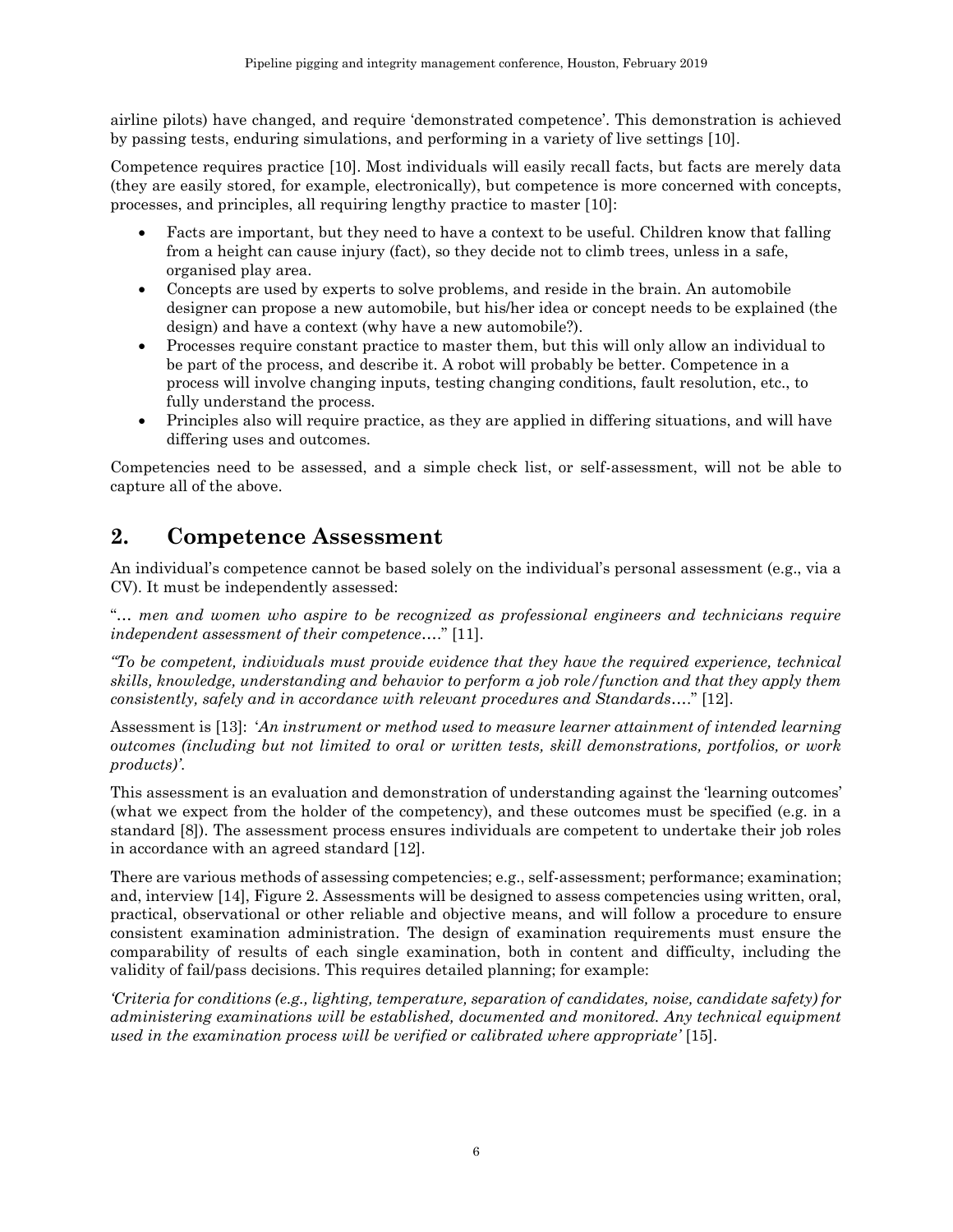airline pilots) have changed, and require 'demonstrated competence'. This demonstration is achieved by passing tests, enduring simulations, and performing in a variety of live settings [10].

Competence requires practice [10]. Most individuals will easily recall facts, but facts are merely data (they are easily stored, for example, electronically), but competence is more concerned with concepts, processes, and principles, all requiring lengthy practice to master [10]:

- Facts are important, but they need to have a context to be useful. Children know that falling from a height can cause injury (fact), so they decide not to climb trees, unless in a safe, organised play area.
- Concepts are used by experts to solve problems, and reside in the brain. An automobile designer can propose a new automobile, but his/her idea or concept needs to be explained (the design) and have a context (why have a new automobile?).
- Processes require constant practice to master them, but this will only allow an individual to be part of the process, and describe it. A robot will probably be better. Competence in a process will involve changing inputs, testing changing conditions, fault resolution, etc., to fully understand the process.
- Principles also will require practice, as they are applied in differing situations, and will have differing uses and outcomes.

Competencies need to be assessed, and a simple check list, or self-assessment, will not be able to capture all of the above.

## 2. Competence Assessment

An individual's competence cannot be based solely on the individual's personal assessment (e.g., via a CV). It must be independently assessed:

"*… men and women who aspire to be recognized as professional engineers and technicians require independent assessment of their competence….*" [11].

*"To be competent, individuals must provide evidence that they have the required experience, technical skills, knowledge, understanding and behavior to perform a job role/function and that they apply them consistently, safely and in accordance with relevant procedures and Standards….*" [12].

Assessment is [13]: '*An instrument or method used to measure learner attainment of intended learning outcomes (including but not limited to oral or written tests, skill demonstrations, portfolios, or work products)'*.

This assessment is an evaluation and demonstration of understanding against the 'learning outcomes' (what we expect from the holder of the competency), and these outcomes must be specified (e.g. in a standard [8]). The assessment process ensures individuals are competent to undertake their job roles in accordance with an agreed standard [12].

There are various methods of assessing competencies; e.g., self-assessment; performance; examination; and, interview [14], Figure 2. Assessments will be designed to assess competencies using written, oral, practical, observational or other reliable and objective means, and will follow a procedure to ensure consistent examination administration. The design of examination requirements must ensure the comparability of results of each single examination, both in content and difficulty, including the validity of fail/pass decisions. This requires detailed planning; for example:

*'Criteria for conditions (e.g., lighting, temperature, separation of candidates, noise, candidate safety) for administering examinations will be established, documented and monitored. Any technical equipment used in the examination process will be verified or calibrated where appropriate'* [15].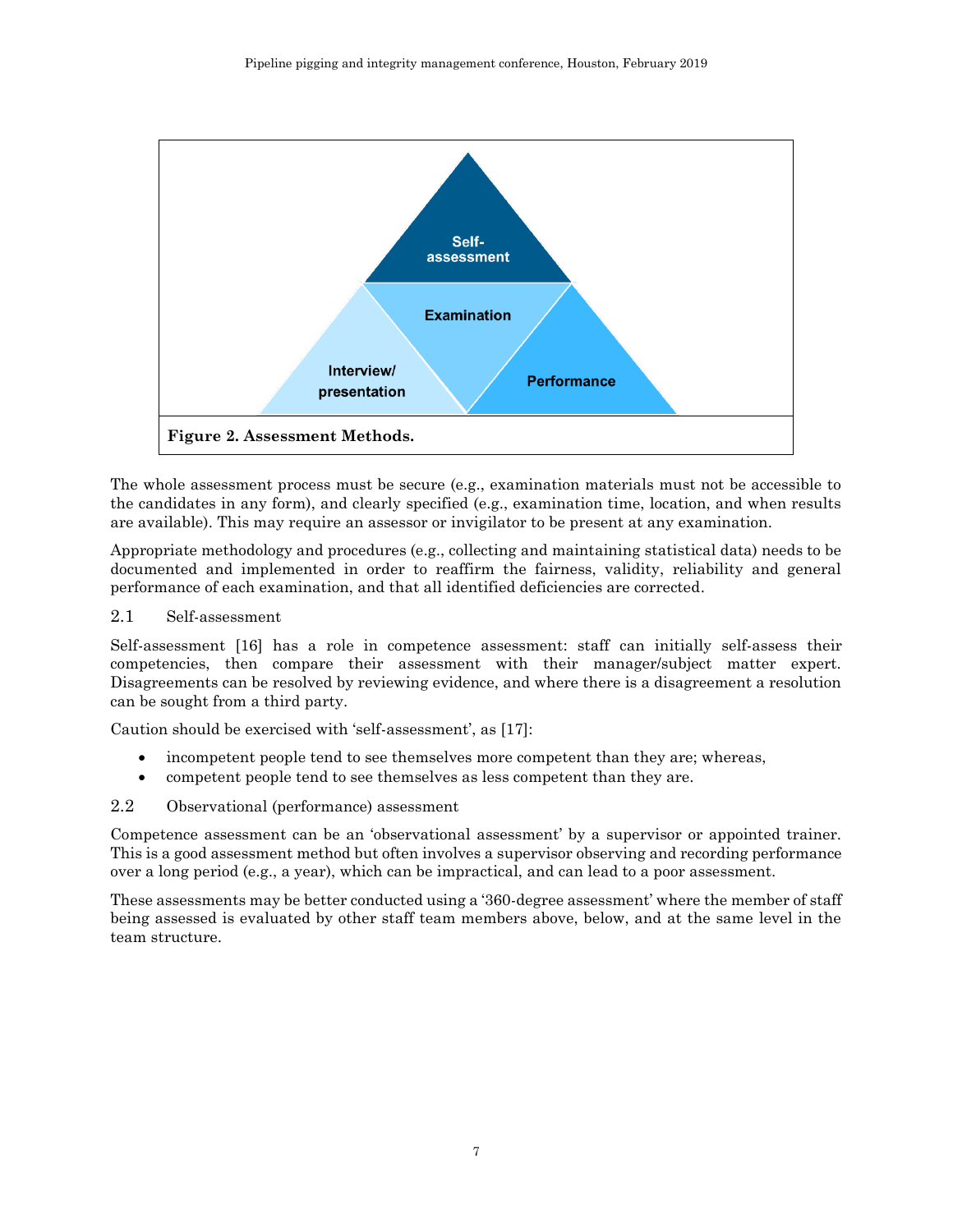Self-assessment

Examination

Interview/ presentation

Performance

**Figure 2. Assessment Methods.**

The whole assessment process must be secure (e.g., examination materials must not be accessible to the candidates in any form), and clearly specified (e.g., examination time, location, and when results are available). This may require an assessor or invigilator to be present at any examination.

Appropriate methodology and procedures (e.g., collecting and maintaining statistical data) needs to be documented and implemented in order to reaffirm the fairness, validity, reliability and general performance of each examination, and that all identified deficiencies are corrected.

### 2.1 Self-assessment

Self-assessment [16] has a role in competence assessment: staff can initially self-assess their competencies, then compare their assessment with their manager/subject matter expert. Disagreements can be resolved by reviewing evidence, and where there is a disagreement a resolution can be sought from a third party.

Caution should be exercised with 'self-assessment', as [17]:

- incompetent people tend to see themselves more competent than they are; whereas,
- competent people tend to see themselves as less competent than they are.

### 2.2 Observational (performance) assessment

Competence assessment can be an 'observational assessment' by a supervisor or appointed trainer. This is a good assessment method but often involves a supervisor observing and recording performance over a long period (e.g., a year), which can be impractical, and can lead to a poor assessment.

These assessments may be better conducted using a '360-degree assessment' where the member of staff being assessed is evaluated by other staff team members above, below, and at the same level in the team structure.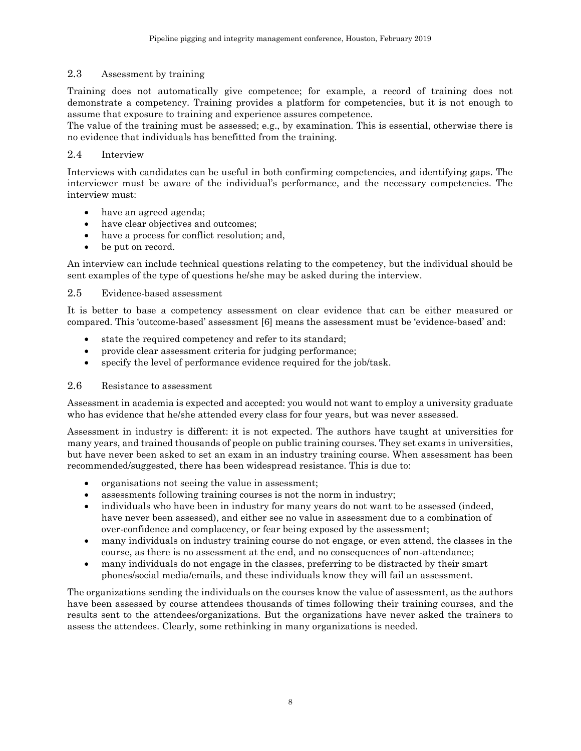### 2.3 Assessment by training

Training does not automatically give competence; for example, a record of training does not demonstrate a competency. Training provides a platform for competencies, but it is not enough to assume that exposure to training and experience assures competence.
The value of the training must be assessed; e.g., by examination. This is essential, otherwise there is no evidence that individuals has benefitted from the training.

### 2.4 Interview

Interviews with candidates can be useful in both confirming competencies, and identifying gaps. The interviewer must be aware of the individual's performance, and the necessary competencies. The interview must:

- have an agreed agenda;
- have clear objectives and outcomes;
- have a process for conflict resolution; and,
- be put on record.

An interview can include technical questions relating to the competency, but the individual should be sent examples of the type of questions he/she may be asked during the interview.

### 2.5 Evidence-based assessment

It is better to base a competency assessment on clear evidence that can be either measured or compared. This 'outcome-based' assessment [6] means the assessment must be 'evidence-based' and:

- state the required competency and refer to its standard;
- provide clear assessment criteria for judging performance;
- specify the level of performance evidence required for the job/task.

### 2.6 Resistance to assessment

Assessment in academia is expected and accepted: you would not want to employ a university graduate who has evidence that he/she attended every class for four years, but was never assessed.

Assessment in industry is different: it is not expected. The authors have taught at universities for many years, and trained thousands of people on public training courses. They set exams in universities, but have never been asked to set an exam in an industry training course. When assessment has been recommended/suggested, there has been widespread resistance. This is due to:

- organisations not seeing the value in assessment;
- assessments following training courses is not the norm in industry;
- individuals who have been in industry for many years do not want to be assessed (indeed, have never been assessed), and either see no value in assessment due to a combination of over-confidence and complacency, or fear being exposed by the assessment;
- many individuals on industry training course do not engage, or even attend, the classes in the course, as there is no assessment at the end, and no consequences of non-attendance;
- many individuals do not engage in the classes, preferring to be distracted by their smart phones/social media/emails, and these individuals know they will fail an assessment.

The organizations sending the individuals on the courses know the value of assessment, as the authors have been assessed by course attendees thousands of times following their training courses, and the results sent to the attendees/organizations. But the organizations have never asked the trainers to assess the attendees. Clearly, some rethinking in many organizations is needed.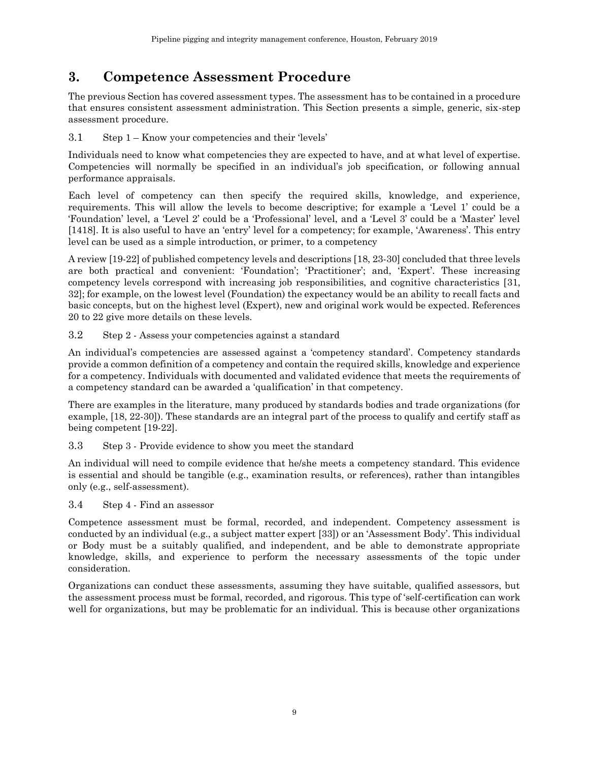# 3. Competence Assessment Procedure

The previous Section has covered assessment types. The assessment has to be contained in a procedure that ensures consistent assessment administration. This Section presents a simple, generic, six-step assessment procedure.

## 3.1 Step 1 – Know your competencies and their 'levels'

Individuals need to know what competencies they are expected to have, and at what level of expertise. Competencies will normally be specified in an individual's job specification, or following annual performance appraisals.

Each level of competency can then specify the required skills, knowledge, and experience, requirements. This will allow the levels to become descriptive; for example a 'Level 1' could be a 'Foundation' level, a 'Level 2' could be a 'Professional' level, and a 'Level 3' could be a 'Master' level [1418]. It is also useful to have an 'entry' level for a competency; for example, 'Awareness'. This entry level can be used as a simple introduction, or primer, to a competency

A review [19-22] of published competency levels and descriptions [18, 23-30] concluded that three levels are both practical and convenient: 'Foundation'; 'Practitioner'; and, 'Expert'. These increasing competency levels correspond with increasing job responsibilities, and cognitive characteristics [31, 32]; for example, on the lowest level (Foundation) the expectancy would be an ability to recall facts and basic concepts, but on the highest level (Expert), new and original work would be expected. References 20 to 22 give more details on these levels.

## 3.2 Step 2 - Assess your competencies against a standard

An individual's competencies are assessed against a 'competency standard'. Competency standards provide a common definition of a competency and contain the required skills, knowledge and experience for a competency. Individuals with documented and validated evidence that meets the requirements of a competency standard can be awarded a 'qualification' in that competency.

There are examples in the literature, many produced by standards bodies and trade organizations (for example, [18, 22-30]). These standards are an integral part of the process to qualify and certify staff as being competent [19-22].

## 3.3 Step 3 - Provide evidence to show you meet the standard

An individual will need to compile evidence that he/she meets a competency standard. This evidence is essential and should be tangible (e.g., examination results, or references), rather than intangibles only (e.g., self-assessment).

## 3.4 Step 4 - Find an assessor

Competence assessment must be formal, recorded, and independent. Competency assessment is conducted by an individual (e.g., a subject matter expert [33]) or an 'Assessment Body'. This individual or Body must be a suitably qualified, and independent, and be able to demonstrate appropriate knowledge, skills, and experience to perform the necessary assessments of the topic under consideration.

Organizations can conduct these assessments, assuming they have suitable, qualified assessors, but the assessment process must be formal, recorded, and rigorous. This type of 'self-certification can work well for organizations, but may be problematic for an individual. This is because other organizations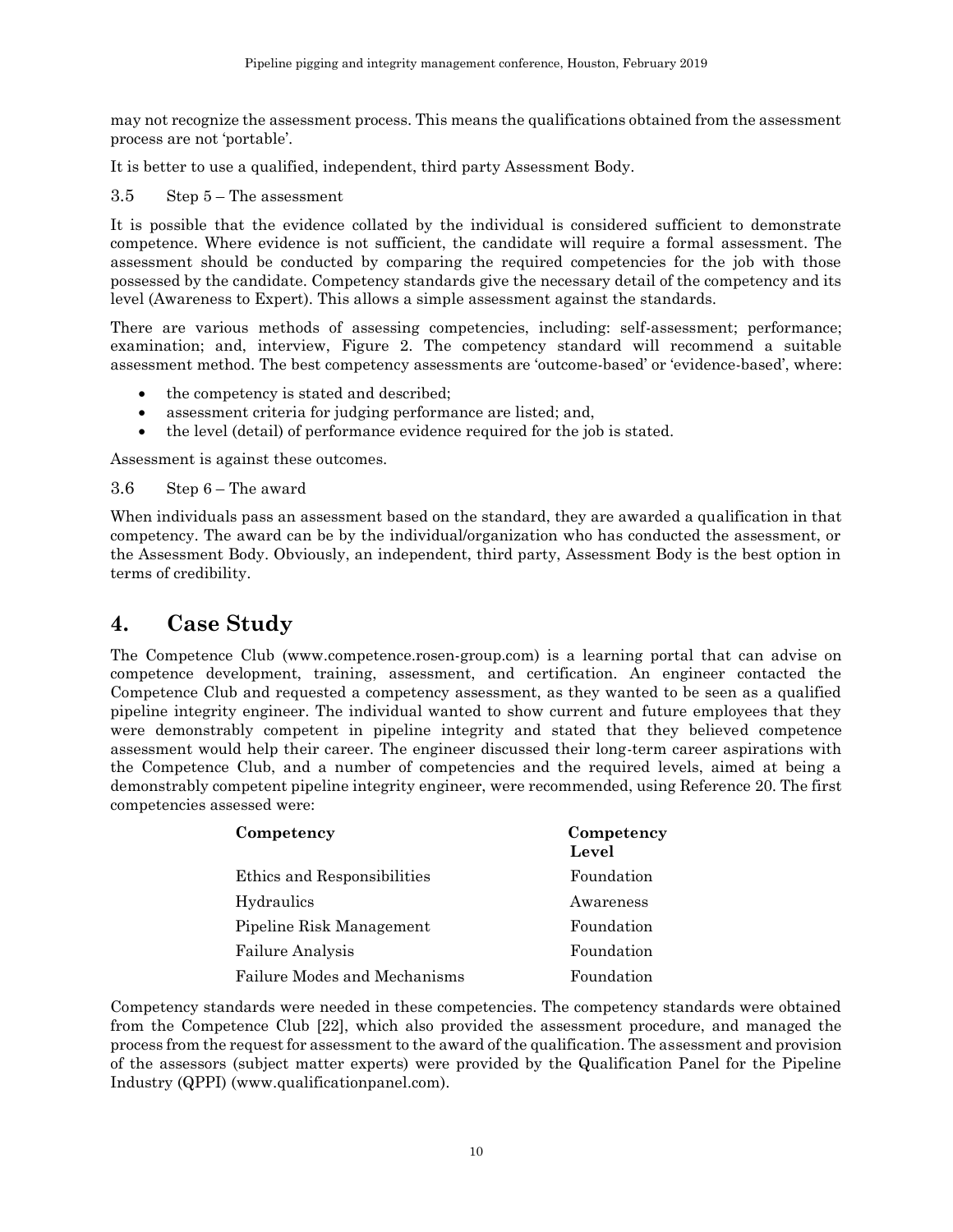may not recognize the assessment process. This means the qualifications obtained from the assessment process are not 'portable'.

It is better to use a qualified, independent, third party Assessment Body.

3.5 Step 5 – The assessment

It is possible that the evidence collated by the individual is considered sufficient to demonstrate competence. Where evidence is not sufficient, the candidate will require a formal assessment. The assessment should be conducted by comparing the required competencies for the job with those possessed by the candidate. Competency standards give the necessary detail of the competency and its level (Awareness to Expert). This allows a simple assessment against the standards.

There are various methods of assessing competencies, including: self-assessment; performance; examination; and, interview, Figure 2. The competency standard will recommend a suitable assessment method. The best competency assessments are 'outcome-based' or 'evidence-based', where:

- the competency is stated and described;
- assessment criteria for judging performance are listed; and,
- the level (detail) of performance evidence required for the job is stated.

Assessment is against these outcomes.

3.6 Step 6 – The award

When individuals pass an assessment based on the standard, they are awarded a qualification in that competency. The award can be by the individual/organization who has conducted the assessment, or the Assessment Body. Obviously, an independent, third party, Assessment Body is the best option in terms of credibility.

# 4. Case Study

The Competence Club (www.competence.rosen-group.com) is a learning portal that can advise on competence development, training, assessment, and certification. An engineer contacted the Competence Club and requested a competency assessment, as they wanted to be seen as a qualified pipeline integrity engineer. The individual wanted to show current and future employees that they were demonstrably competent in pipeline integrity and stated that they believed competence assessment would help their career. The engineer discussed their long-term career aspirations with the Competence Club, and a number of competencies and the required levels, aimed at being a demonstrably competent pipeline integrity engineer, were recommended, using Reference 20. The first competencies assessed were:

| Competency | Competency Level |
|---|---|
| Ethics and Responsibilities | Foundation |
| Hydraulics | Awareness |
| Pipeline Risk Management | Foundation |
| Failure Analysis | Foundation |
| Failure Modes and Mechanisms | Foundation |

Competency standards were needed in these competencies. The competency standards were obtained from the Competence Club [22], which also provided the assessment procedure, and managed the process from the request for assessment to the award of the qualification. The assessment and provision of the assessors (subject matter experts) were provided by the Qualification Panel for the Pipeline Industry (QPPI) (www.qualificationpanel.com).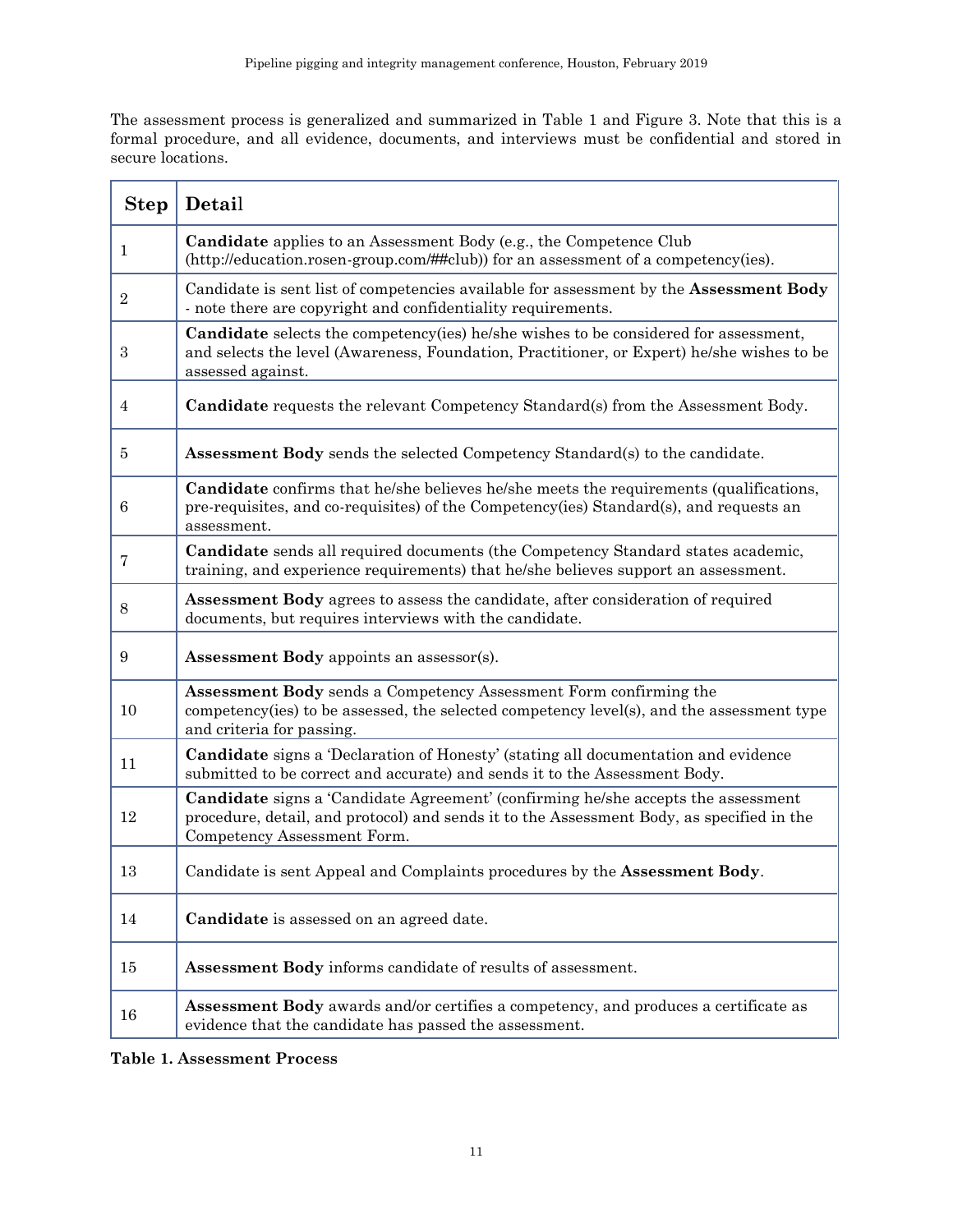The assessment process is generalized and summarized in Table 1 and Figure 3. Note that this is a formal procedure, and all evidence, documents, and interviews must be confidential and stored in secure locations.

| Step | Detail |
| --- | --- |
| 1 | **Candidate** applies to an Assessment Body (e.g., the Competence Club (http://education.rosen-group.com/##club)) for an assessment of a competency(ies). |
| 2 | Candidate is sent list of competencies available for assessment by the **Assessment Body** - note there are copyright and confidentiality requirements. |
| 3 | **Candidate** selects the competency(ies) he/she wishes to be considered for assessment, and selects the level (Awareness, Foundation, Practitioner, or Expert) he/she wishes to be assessed against. |
| 4 | **Candidate** requests the relevant Competency Standard(s) from the Assessment Body. |
| 5 | **Assessment Body** sends the selected Competency Standard(s) to the candidate. |
| 6 | **Candidate** confirms that he/she believes he/she meets the requirements (qualifications, pre-requisites, and co-requisites) of the Competency(ies) Standard(s), and requests an assessment. |
| 7 | **Candidate** sends all required documents (the Competency Standard states academic, training, and experience requirements) that he/she believes support an assessment. |
| 8 | **Assessment Body** agrees to assess the candidate, after consideration of required documents, but requires interviews with the candidate. |
| 9 | **Assessment Body** appoints an assessor(s). |
| 10 | **Assessment Body** sends a Competency Assessment Form confirming the competency(ies) to be assessed, the selected competency level(s), and the assessment type and criteria for passing. |
| 11 | **Candidate** signs a 'Declaration of Honesty' (stating all documentation and evidence submitted to be correct and accurate) and sends it to the Assessment Body. |
| 12 | **Candidate** signs a 'Candidate Agreement' (confirming he/she accepts the assessment procedure, detail, and protocol) and sends it to the Assessment Body, as specified in the Competency Assessment Form. |
| 13 | Candidate is sent Appeal and Complaints procedures by the **Assessment Body**. |
| 14 | **Candidate** is assessed on an agreed date. |
| 15 | **Assessment Body** informs candidate of results of assessment. |
| 16 | **Assessment Body** awards and/or certifies a competency, and produces a certificate as evidence that the candidate has passed the assessment. |

**Table 1. Assessment Process**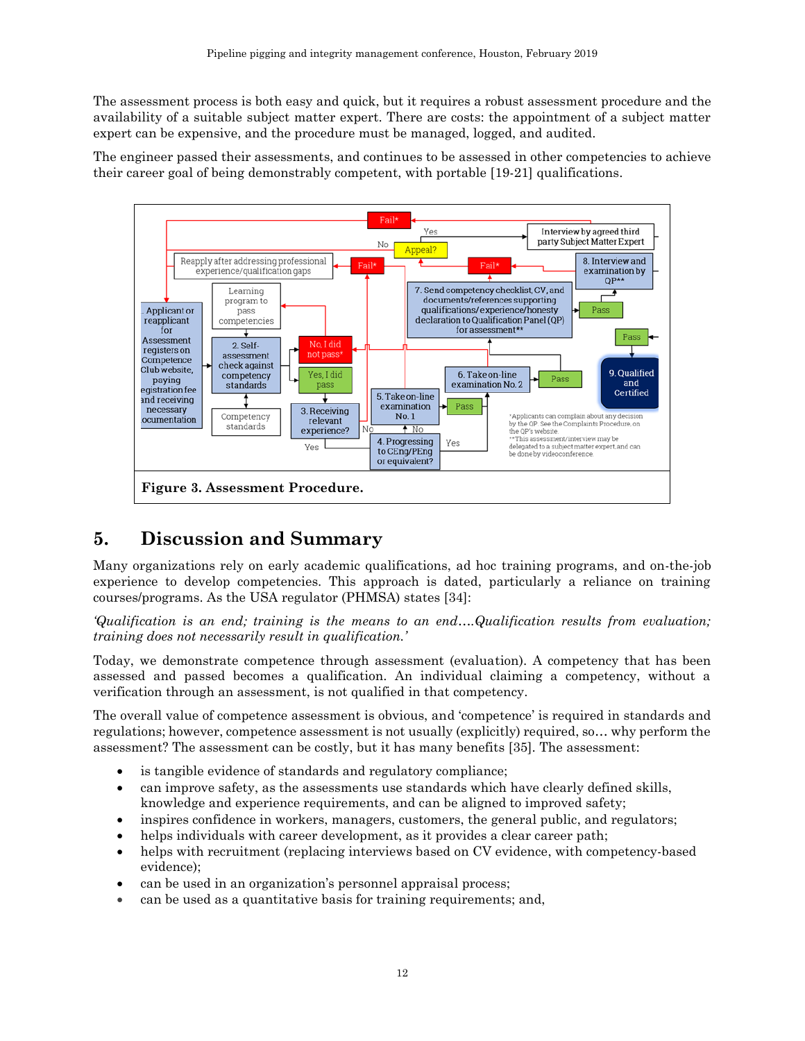The assessment process is both easy and quick, but it requires a robust assessment procedure and the availability of a suitable subject matter expert. There are costs: the appointment of a subject matter expert can be expensive, and the procedure must be managed, logged, and audited.

The engineer passed their assessments, and continues to be assessed in other competencies to achieve their career goal of being demonstrably competent, with portable [19-21] qualifications.

**Figure 3. Assessment Procedure.**

# 5. Discussion and Summary

Many organizations rely on early academic qualifications, ad hoc training programs, and on-the-job experience to develop competencies. This approach is dated, particularly a reliance on training courses/programs. As the USA regulator (PHMSA) states [34]:

*'Qualification is an end; training is the means to an end….Qualification results from evaluation; training does not necessarily result in qualification.'*

Today, we demonstrate competence through assessment (evaluation). A competency that has been assessed and passed becomes a qualification. An individual claiming a competency, without a verification through an assessment, is not qualified in that competency.

The overall value of competence assessment is obvious, and 'competence' is required in standards and regulations; however, competence assessment is not usually (explicitly) required, so… why perform the assessment? The assessment can be costly, but it has many benefits [35]. The assessment:

- is tangible evidence of standards and regulatory compliance;
- can improve safety, as the assessments use standards which have clearly defined skills, knowledge and experience requirements, and can be aligned to improved safety;
- inspires confidence in workers, managers, customers, the general public, and regulators;
- helps individuals with career development, as it provides a clear career path;
- helps with recruitment (replacing interviews based on CV evidence, with competency-based evidence);
- can be used in an organization's personnel appraisal process;
- can be used as a quantitative basis for training requirements; and,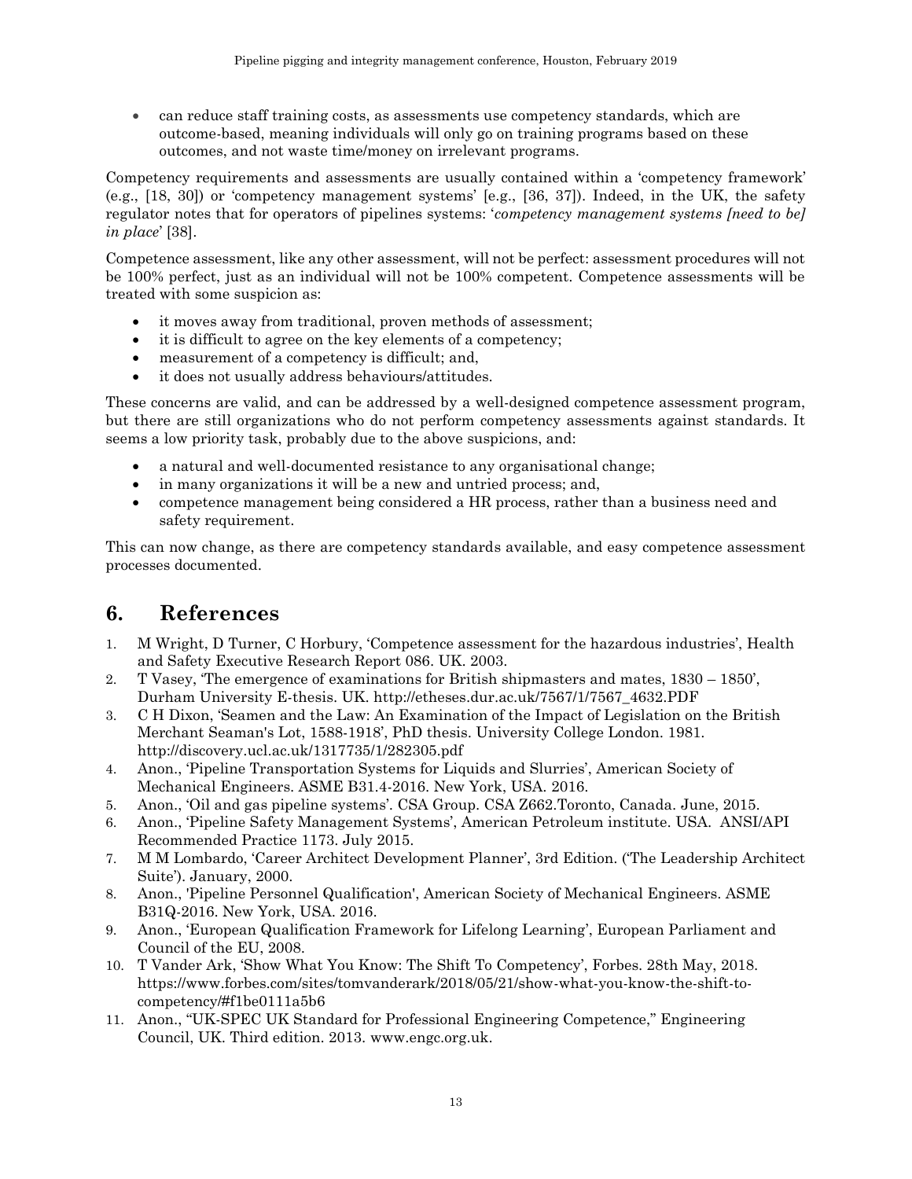- can reduce staff training costs, as assessments use competency standards, which are outcome-based, meaning individuals will only go on training programs based on these outcomes, and not waste time/money on irrelevant programs.

Competency requirements and assessments are usually contained within a 'competency framework' (e.g., [18, 30]) or 'competency management systems' [e.g., [36, 37]). Indeed, in the UK, the safety regulator notes that for operators of pipelines systems: '*competency management systems [need to be] in place*' [38].

Competence assessment, like any other assessment, will not be perfect: assessment procedures will not be 100% perfect, just as an individual will not be 100% competent. Competence assessments will be treated with some suspicion as:

- it moves away from traditional, proven methods of assessment;
- it is difficult to agree on the key elements of a competency;
- measurement of a competency is difficult; and,
- it does not usually address behaviours/attitudes.

These concerns are valid, and can be addressed by a well-designed competence assessment program, but there are still organizations who do not perform competency assessments against standards. It seems a low priority task, probably due to the above suspicions, and:

- a natural and well-documented resistance to any organisational change;
- in many organizations it will be a new and untried process; and,
- competence management being considered a HR process, rather than a business need and safety requirement.

This can now change, as there are competency standards available, and easy competence assessment processes documented.

## 6. References

1. M Wright, D Turner, C Horbury, 'Competence assessment for the hazardous industries', Health and Safety Executive Research Report 086. UK. 2003.
2. T Vasey, 'The emergence of examinations for British shipmasters and mates, 1830 – 1850', Durham University E-thesis. UK. http://etheses.dur.ac.uk/7567/1/7567_4632.PDF
3. C H Dixon, 'Seamen and the Law: An Examination of the Impact of Legislation on the British Merchant Seaman's Lot, 1588-1918', PhD thesis. University College London. 1981. http://discovery.ucl.ac.uk/1317735/1/282305.pdf
4. Anon., 'Pipeline Transportation Systems for Liquids and Slurries', American Society of Mechanical Engineers. ASME B31.4-2016. New York, USA. 2016.
5. Anon., 'Oil and gas pipeline systems'. CSA Group. CSA Z662.Toronto, Canada. June, 2015.
6. Anon., 'Pipeline Safety Management Systems', American Petroleum institute. USA. ANSI/API Recommended Practice 1173. July 2015.
7. M M Lombardo, 'Career Architect Development Planner', 3rd Edition. ('The Leadership Architect Suite'). January, 2000.
8. Anon., 'Pipeline Personnel Qualification', American Society of Mechanical Engineers. ASME B31Q-2016. New York, USA. 2016.
9. Anon., 'European Qualification Framework for Lifelong Learning', European Parliament and Council of the EU, 2008.
10. T Vander Ark, 'Show What You Know: The Shift To Competency', Forbes. 28th May, 2018. https://www.forbes.com/sites/tomvanderark/2018/05/21/show-what-you-know-the-shift-to-competency/#f1be0111a5b6
11. Anon., "UK-SPEC UK Standard for Professional Engineering Competence," Engineering Council, UK. Third edition. 2013. www.engc.org.uk.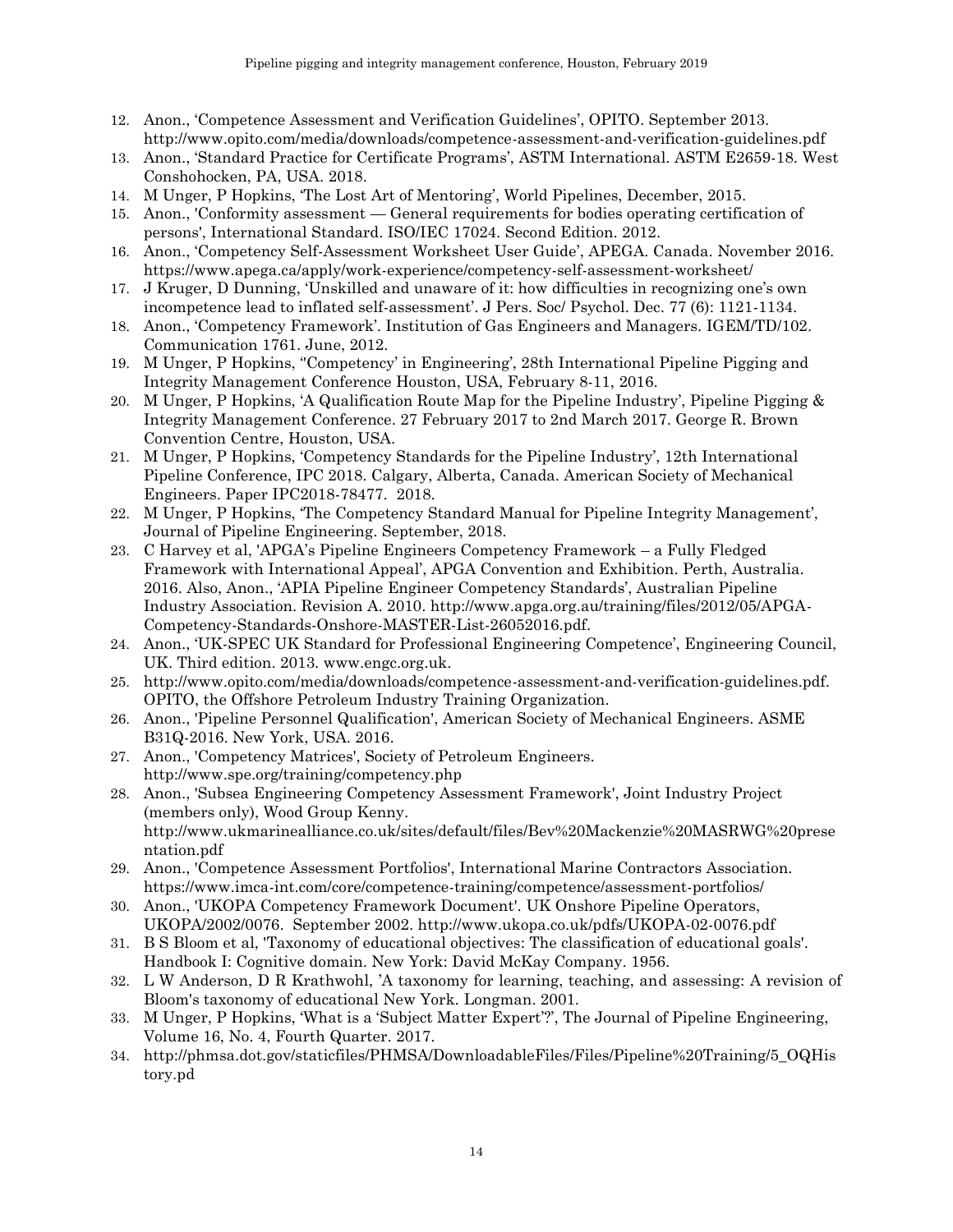12. Anon., 'Competence Assessment and Verification Guidelines', OPITO. September 2013. http://www.opito.com/media/downloads/competence-assessment-and-verification-guidelines.pdf
13. Anon., 'Standard Practice for Certificate Programs', ASTM International. ASTM E2659-18. West Conshohocken, PA, USA. 2018.
14. M Unger, P Hopkins, 'The Lost Art of Mentoring', World Pipelines, December, 2015.
15. Anon., 'Conformity assessment — General requirements for bodies operating certification of persons', International Standard. ISO/IEC 17024. Second Edition. 2012.
16. Anon., 'Competency Self-Assessment Worksheet User Guide', APEGA. Canada. November 2016. https://www.apega.ca/apply/work-experience/competency-self-assessment-worksheet/
17. J Kruger, D Dunning, 'Unskilled and unaware of it: how difficulties in recognizing one's own incompetence lead to inflated self-assessment'. J Pers. Soc/ Psychol. Dec. 77 (6): 1121-1134.
18. Anon., 'Competency Framework'. Institution of Gas Engineers and Managers. IGEM/TD/102. Communication 1761. June, 2012.
19. M Unger, P Hopkins, ''Competency' in Engineering', 28th International Pipeline Pigging and Integrity Management Conference Houston, USA, February 8-11, 2016.
20. M Unger, P Hopkins, 'A Qualification Route Map for the Pipeline Industry', Pipeline Pigging & Integrity Management Conference. 27 February 2017 to 2nd March 2017. George R. Brown Convention Centre, Houston, USA.
21. M Unger, P Hopkins, 'Competency Standards for the Pipeline Industry', 12th International Pipeline Conference, IPC 2018. Calgary, Alberta, Canada. American Society of Mechanical Engineers. Paper IPC2018-78477. 2018.
22. M Unger, P Hopkins, 'The Competency Standard Manual for Pipeline Integrity Management', Journal of Pipeline Engineering. September, 2018.
23. C Harvey et al, 'APGA's Pipeline Engineers Competency Framework – a Fully Fledged Framework with International Appeal', APGA Convention and Exhibition. Perth, Australia. 2016. Also, Anon., 'APIA Pipeline Engineer Competency Standards', Australian Pipeline Industry Association. Revision A. 2010. http://www.apga.org.au/training/files/2012/05/APGA-Competency-Standards-Onshore-MASTER-List-26052016.pdf.
24. Anon., 'UK-SPEC UK Standard for Professional Engineering Competence', Engineering Council, UK. Third edition. 2013. www.engc.org.uk.
25. http://www.opito.com/media/downloads/competence-assessment-and-verification-guidelines.pdf. OPITO, the Offshore Petroleum Industry Training Organization.
26. Anon., 'Pipeline Personnel Qualification', American Society of Mechanical Engineers. ASME B31Q-2016. New York, USA. 2016.
27. Anon., 'Competency Matrices', Society of Petroleum Engineers. http://www.spe.org/training/competency.php
28. Anon., 'Subsea Engineering Competency Assessment Framework', Joint Industry Project (members only), Wood Group Kenny. http://www.ukmarinealliance.co.uk/sites/default/files/Bev%20Mackenzie%20MASRWG%20presentation.pdf
29. Anon., 'Competence Assessment Portfolios', International Marine Contractors Association. https://www.imca-int.com/core/competence-training/competence/assessment-portfolios/
30. Anon., 'UKOPA Competency Framework Document'. UK Onshore Pipeline Operators, UKOPA/2002/0076. September 2002. http://www.ukopa.co.uk/pdfs/UKOPA-02-0076.pdf
31. B S Bloom et al, 'Taxonomy of educational objectives: The classification of educational goals'. Handbook I: Cognitive domain. New York: David McKay Company. 1956.
32. L W Anderson, D R Krathwohl, 'A taxonomy for learning, teaching, and assessing: A revision of Bloom's taxonomy of educational New York. Longman. 2001.
33. M Unger, P Hopkins, 'What is a 'Subject Matter Expert'?', The Journal of Pipeline Engineering, Volume 16, No. 4, Fourth Quarter. 2017.
34. http://phmsa.dot.gov/staticfiles/PHMSA/DownloadableFiles/Files/Pipeline%20Training/5_OQHistory.pd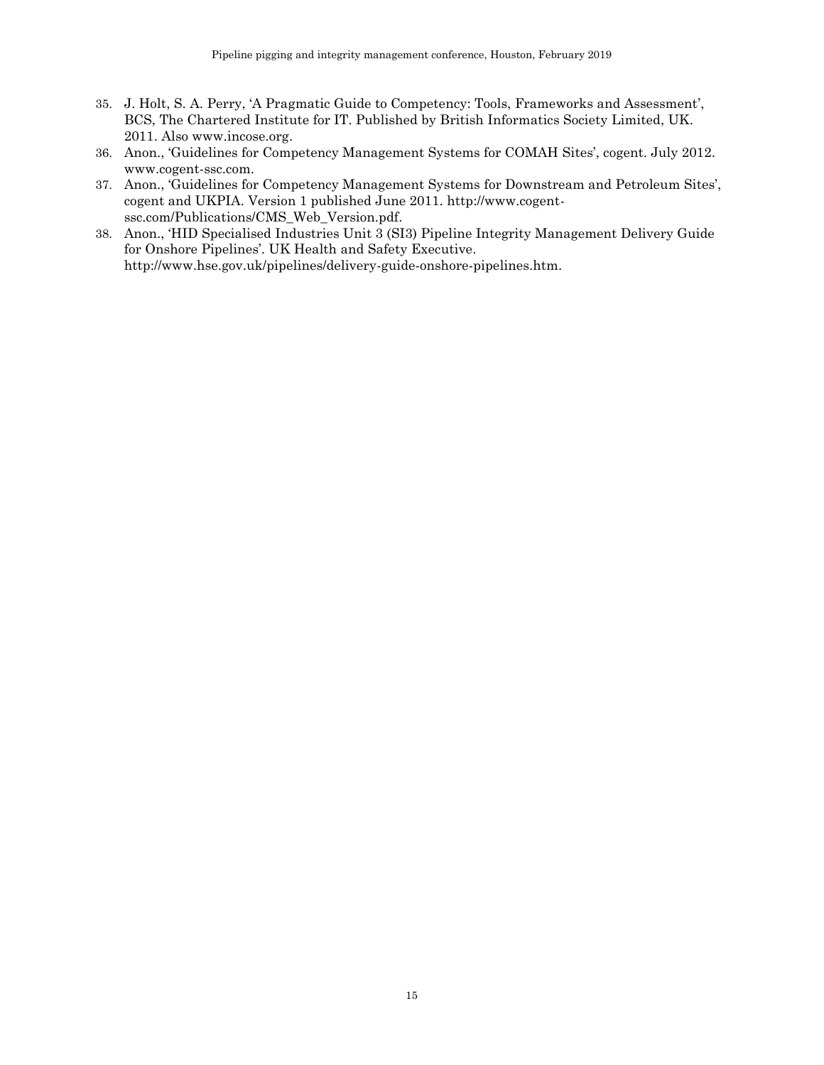35. J. Holt, S. A. Perry, 'A Pragmatic Guide to Competency: Tools, Frameworks and Assessment', BCS, The Chartered Institute for IT. Published by British Informatics Society Limited, UK. 2011. Also www.incose.org.
36. Anon., 'Guidelines for Competency Management Systems for COMAH Sites', cogent. July 2012. www.cogent-ssc.com.
37. Anon., 'Guidelines for Competency Management Systems for Downstream and Petroleum Sites', cogent and UKPIA. Version 1 published June 2011. http://www.cogent-ssc.com/Publications/CMS_Web_Version.pdf.
38. Anon., 'HID Specialised Industries Unit 3 (SI3) Pipeline Integrity Management Delivery Guide for Onshore Pipelines'. UK Health and Safety Executive. http://www.hse.gov.uk/pipelines/delivery-guide-onshore-pipelines.htm.